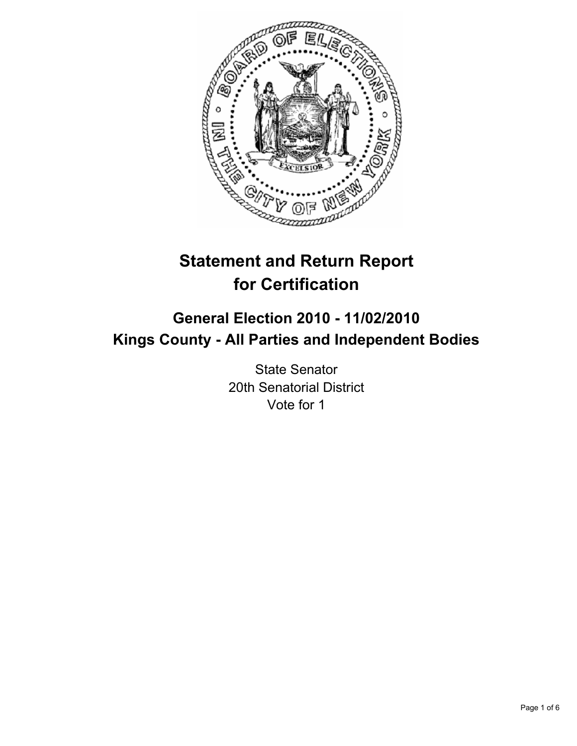# Statement and Return Report for Certification

## General Election 2010 - 11/02/2010
## Kings County - All Parties and Independent Bodies

State Senator
20th Senatorial District
Vote for 1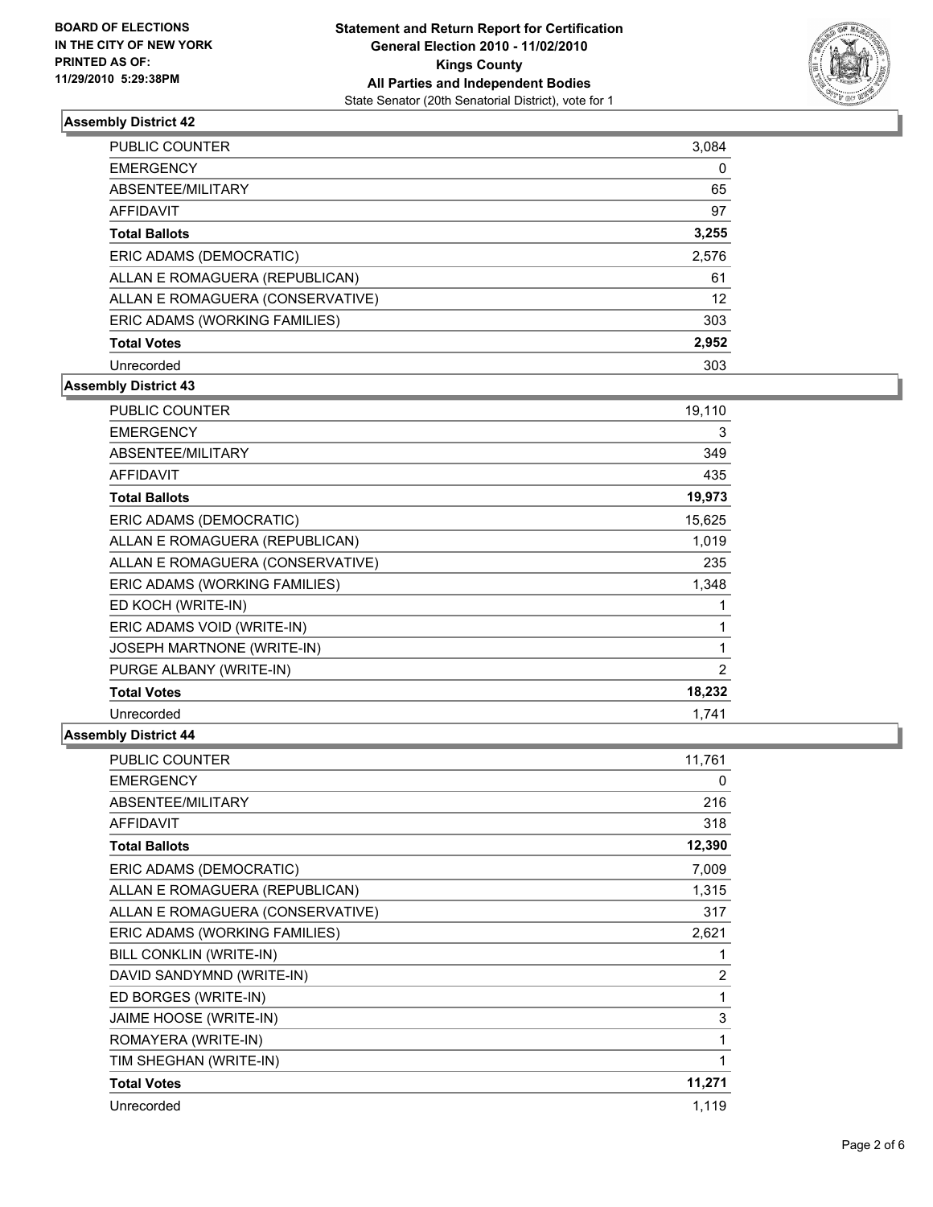**BOARD OF ELECTIONS**
**IN THE CITY OF NEW YORK**
**PRINTED AS OF:**
**11/29/2010 5:29:38PM**

**Statement and Return Report for Certification**
**General Election 2010 - 11/02/2010**
**Kings County**
**All Parties and Independent Bodies**
State Senator (20th Senatorial District), vote for 1

### Assembly District 42

| | |
|---|---|
| PUBLIC COUNTER | 3,084 |
| EMERGENCY | 0 |
| ABSENTEE/MILITARY | 65 |
| AFFIDAVIT | 97 |
| **Total Ballots** | **3,255** |
| ERIC ADAMS (DEMOCRATIC) | 2,576 |
| ALLAN E ROMAGUERA (REPUBLICAN) | 61 |
| ALLAN E ROMAGUERA (CONSERVATIVE) | 12 |
| ERIC ADAMS (WORKING FAMILIES) | 303 |
| **Total Votes** | **2,952** |
| Unrecorded | 303 |

### Assembly District 43

| | |
|---|---|
| PUBLIC COUNTER | 19,110 |
| EMERGENCY | 3 |
| ABSENTEE/MILITARY | 349 |
| AFFIDAVIT | 435 |
| **Total Ballots** | **19,973** |
| ERIC ADAMS (DEMOCRATIC) | 15,625 |
| ALLAN E ROMAGUERA (REPUBLICAN) | 1,019 |
| ALLAN E ROMAGUERA (CONSERVATIVE) | 235 |
| ERIC ADAMS (WORKING FAMILIES) | 1,348 |
| ED KOCH (WRITE-IN) | 1 |
| ERIC ADAMS VOID (WRITE-IN) | 1 |
| JOSEPH MARTNONE (WRITE-IN) | 1 |
| PURGE ALBANY (WRITE-IN) | 2 |
| **Total Votes** | **18,232** |
| Unrecorded | 1,741 |

### Assembly District 44

| | |
|---|---|
| PUBLIC COUNTER | 11,761 |
| EMERGENCY | 0 |
| ABSENTEE/MILITARY | 216 |
| AFFIDAVIT | 318 |
| **Total Ballots** | **12,390** |
| ERIC ADAMS (DEMOCRATIC) | 7,009 |
| ALLAN E ROMAGUERA (REPUBLICAN) | 1,315 |
| ALLAN E ROMAGUERA (CONSERVATIVE) | 317 |
| ERIC ADAMS (WORKING FAMILIES) | 2,621 |
| BILL CONKLIN (WRITE-IN) | 1 |
| DAVID SANDYMND (WRITE-IN) | 2 |
| ED BORGES (WRITE-IN) | 1 |
| JAIME HOOSE (WRITE-IN) | 3 |
| ROMAYERA (WRITE-IN) | 1 |
| TIM SHEGHAN (WRITE-IN) | 1 |
| **Total Votes** | **11,271** |
| Unrecorded | 1,119 |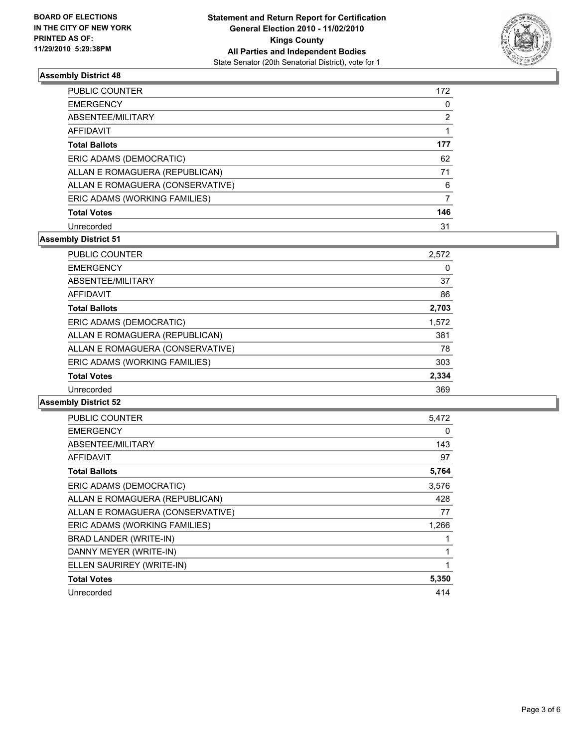**BOARD OF ELECTIONS IN THE CITY OF NEW YORK PRINTED AS OF: 11/29/2010 5:29:38PM**

**Statement and Return Report for Certification General Election 2010 - 11/02/2010 Kings County All Parties and Independent Bodies**
State Senator (20th Senatorial District), vote for 1

### Assembly District 48

| | |
|---|---|
| PUBLIC COUNTER | 172 |
| EMERGENCY | 0 |
| ABSENTEE/MILITARY | 2 |
| AFFIDAVIT | 1 |
| **Total Ballots** | **177** |
| ERIC ADAMS (DEMOCRATIC) | 62 |
| ALLAN E ROMAGUERA (REPUBLICAN) | 71 |
| ALLAN E ROMAGUERA (CONSERVATIVE) | 6 |
| ERIC ADAMS (WORKING FAMILIES) | 7 |
| **Total Votes** | **146** |
| Unrecorded | 31 |

### Assembly District 51

| | |
|---|---|
| PUBLIC COUNTER | 2,572 |
| EMERGENCY | 0 |
| ABSENTEE/MILITARY | 37 |
| AFFIDAVIT | 86 |
| **Total Ballots** | **2,703** |
| ERIC ADAMS (DEMOCRATIC) | 1,572 |
| ALLAN E ROMAGUERA (REPUBLICAN) | 381 |
| ALLAN E ROMAGUERA (CONSERVATIVE) | 78 |
| ERIC ADAMS (WORKING FAMILIES) | 303 |
| **Total Votes** | **2,334** |
| Unrecorded | 369 |

### Assembly District 52

| | |
|---|---|
| PUBLIC COUNTER | 5,472 |
| EMERGENCY | 0 |
| ABSENTEE/MILITARY | 143 |
| AFFIDAVIT | 97 |
| **Total Ballots** | **5,764** |
| ERIC ADAMS (DEMOCRATIC) | 3,576 |
| ALLAN E ROMAGUERA (REPUBLICAN) | 428 |
| ALLAN E ROMAGUERA (CONSERVATIVE) | 77 |
| ERIC ADAMS (WORKING FAMILIES) | 1,266 |
| BRAD LANDER (WRITE-IN) | 1 |
| DANNY MEYER (WRITE-IN) | 1 |
| ELLEN SAURIREY (WRITE-IN) | 1 |
| **Total Votes** | **5,350** |
| Unrecorded | 414 |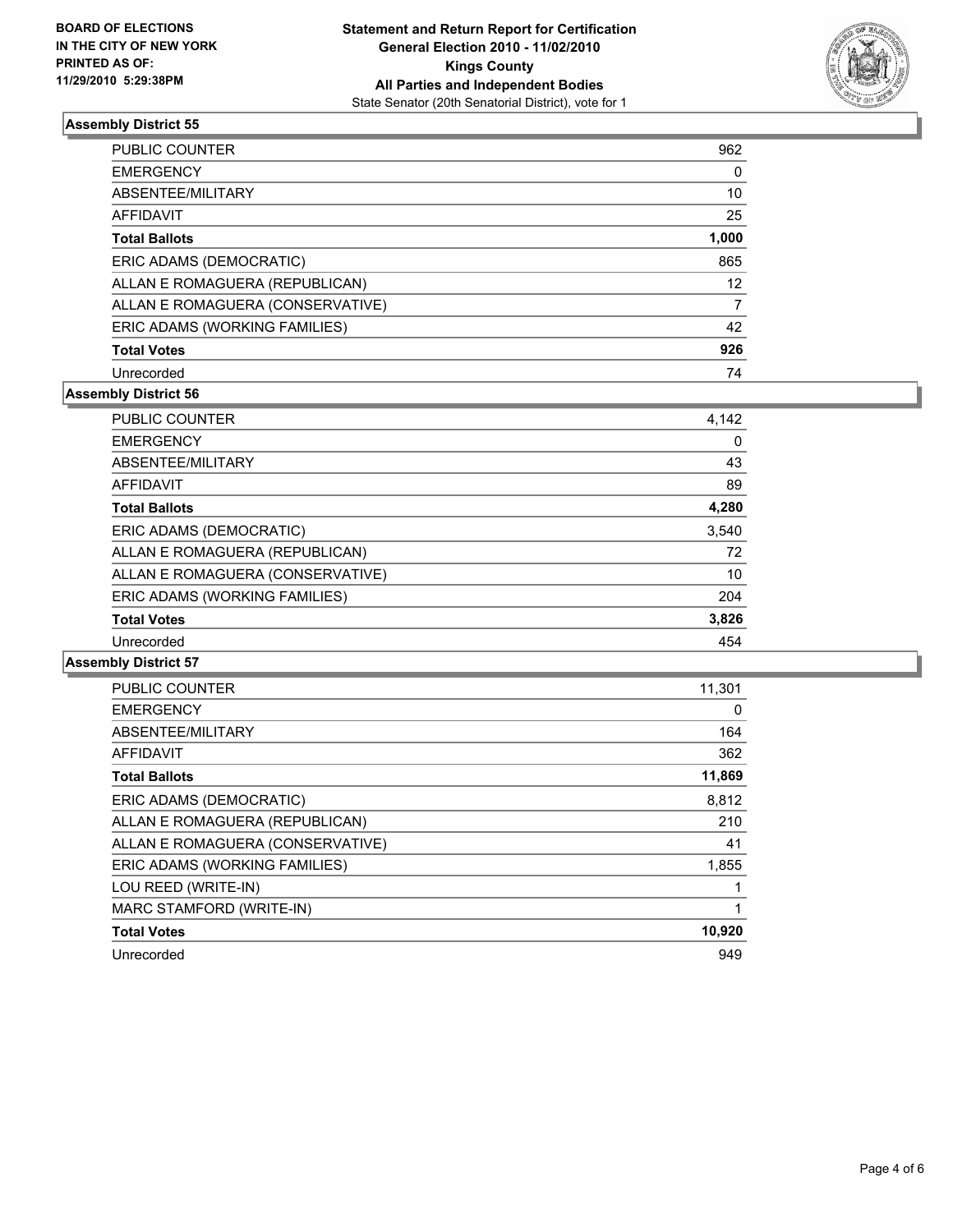**BOARD OF ELECTIONS IN THE CITY OF NEW YORK PRINTED AS OF: 11/29/2010 5:29:38PM**

**Statement and Return Report for Certification General Election 2010 - 11/02/2010 Kings County All Parties and Independent Bodies**

State Senator (20th Senatorial District), vote for 1

### Assembly District 55

| | |
|---|---|
| PUBLIC COUNTER | 962 |
| EMERGENCY | 0 |
| ABSENTEE/MILITARY | 10 |
| AFFIDAVIT | 25 |
| **Total Ballots** | **1,000** |
| ERIC ADAMS (DEMOCRATIC) | 865 |
| ALLAN E ROMAGUERA (REPUBLICAN) | 12 |
| ALLAN E ROMAGUERA (CONSERVATIVE) | 7 |
| ERIC ADAMS (WORKING FAMILIES) | 42 |
| **Total Votes** | **926** |
| Unrecorded | 74 |

### Assembly District 56

| | |
|---|---|
| PUBLIC COUNTER | 4,142 |
| EMERGENCY | 0 |
| ABSENTEE/MILITARY | 43 |
| AFFIDAVIT | 89 |
| **Total Ballots** | **4,280** |
| ERIC ADAMS (DEMOCRATIC) | 3,540 |
| ALLAN E ROMAGUERA (REPUBLICAN) | 72 |
| ALLAN E ROMAGUERA (CONSERVATIVE) | 10 |
| ERIC ADAMS (WORKING FAMILIES) | 204 |
| **Total Votes** | **3,826** |
| Unrecorded | 454 |

### Assembly District 57

| | |
|---|---|
| PUBLIC COUNTER | 11,301 |
| EMERGENCY | 0 |
| ABSENTEE/MILITARY | 164 |
| AFFIDAVIT | 362 |
| **Total Ballots** | **11,869** |
| ERIC ADAMS (DEMOCRATIC) | 8,812 |
| ALLAN E ROMAGUERA (REPUBLICAN) | 210 |
| ALLAN E ROMAGUERA (CONSERVATIVE) | 41 |
| ERIC ADAMS (WORKING FAMILIES) | 1,855 |
| LOU REED (WRITE-IN) | 1 |
| MARC STAMFORD (WRITE-IN) | 1 |
| **Total Votes** | **10,920** |
| Unrecorded | 949 |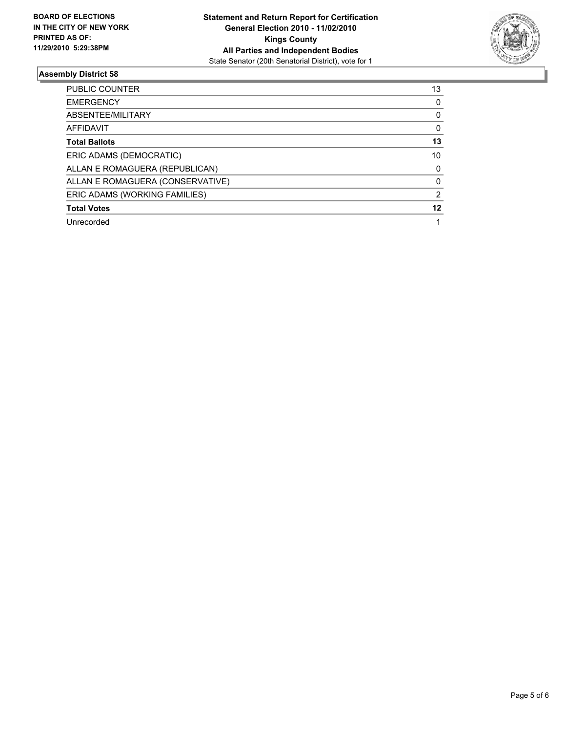**BOARD OF ELECTIONS IN THE CITY OF NEW YORK PRINTED AS OF: 11/29/2010 5:29:38PM**

**Statement and Return Report for Certification**
**General Election 2010 - 11/02/2010**
**Kings County**
**All Parties and Independent Bodies**
State Senator (20th Senatorial District), vote for 1

### Assembly District 58

| | |
|---|---|
| PUBLIC COUNTER | 13 |
| EMERGENCY | 0 |
| ABSENTEE/MILITARY | 0 |
| AFFIDAVIT | 0 |
| **Total Ballots** | **13** |
| ERIC ADAMS (DEMOCRATIC) | 10 |
| ALLAN E ROMAGUERA (REPUBLICAN) | 0 |
| ALLAN E ROMAGUERA (CONSERVATIVE) | 0 |
| ERIC ADAMS (WORKING FAMILIES) | 2 |
| **Total Votes** | **12** |
| Unrecorded | 1 |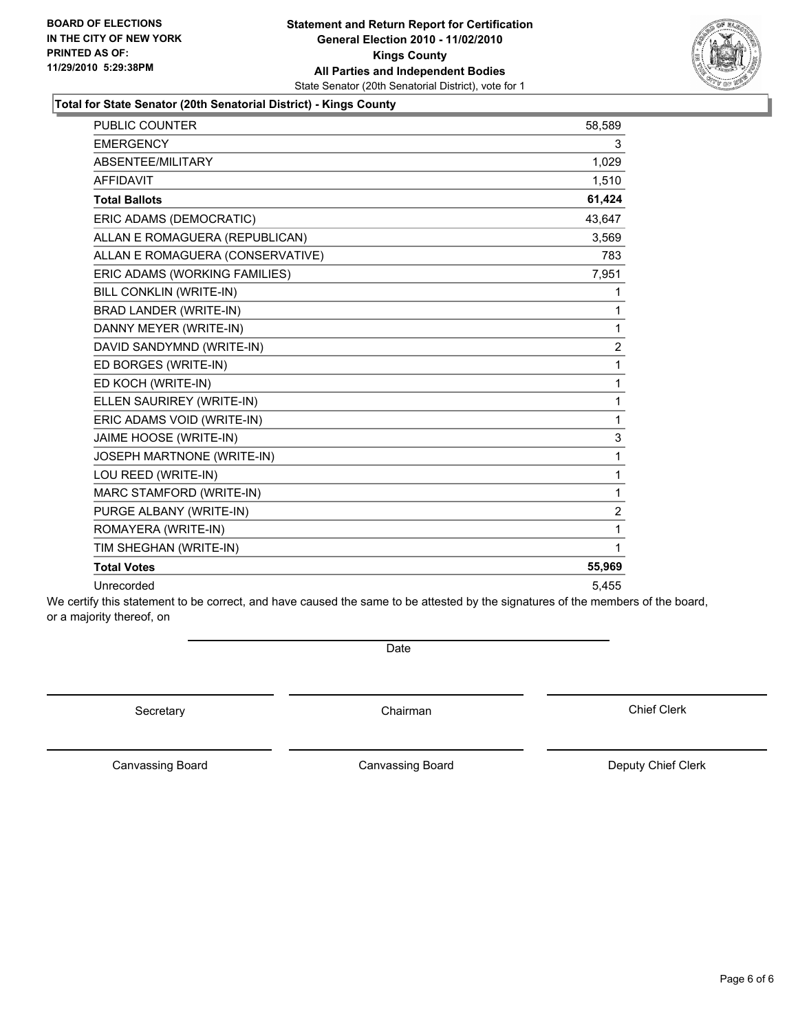**BOARD OF ELECTIONS IN THE CITY OF NEW YORK PRINTED AS OF: 11/29/2010 5:29:38PM**

**Statement and Return Report for Certification**
**General Election 2010 - 11/02/2010**
**Kings County**
**All Parties and Independent Bodies**
State Senator (20th Senatorial District), vote for 1

### Total for State Senator (20th Senatorial District) - Kings County

| | |
|---|---|
| PUBLIC COUNTER | 58,589 |
| EMERGENCY | 3 |
| ABSENTEE/MILITARY | 1,029 |
| AFFIDAVIT | 1,510 |
| **Total Ballots** | **61,424** |
| ERIC ADAMS (DEMOCRATIC) | 43,647 |
| ALLAN E ROMAGUERA (REPUBLICAN) | 3,569 |
| ALLAN E ROMAGUERA (CONSERVATIVE) | 783 |
| ERIC ADAMS (WORKING FAMILIES) | 7,951 |
| BILL CONKLIN (WRITE-IN) | 1 |
| BRAD LANDER (WRITE-IN) | 1 |
| DANNY MEYER (WRITE-IN) | 1 |
| DAVID SANDYMND (WRITE-IN) | 2 |
| ED BORGES (WRITE-IN) | 1 |
| ED KOCH (WRITE-IN) | 1 |
| ELLEN SAURIREY (WRITE-IN) | 1 |
| ERIC ADAMS VOID (WRITE-IN) | 1 |
| JAIME HOOSE (WRITE-IN) | 3 |
| JOSEPH MARTNONE (WRITE-IN) | 1 |
| LOU REED (WRITE-IN) | 1 |
| MARC STAMFORD (WRITE-IN) | 1 |
| PURGE ALBANY (WRITE-IN) | 2 |
| ROMAYERA (WRITE-IN) | 1 |
| TIM SHEGHAN (WRITE-IN) | 1 |
| **Total Votes** | **55,969** |
| Unrecorded | 5,455 |

We certify this statement to be correct, and have caused the same to be attested by the signatures of the members of the board, or a majority thereof, on

Date

Secretary | Chairman | Chief Clerk

Canvassing Board | Canvassing Board | Deputy Chief Clerk